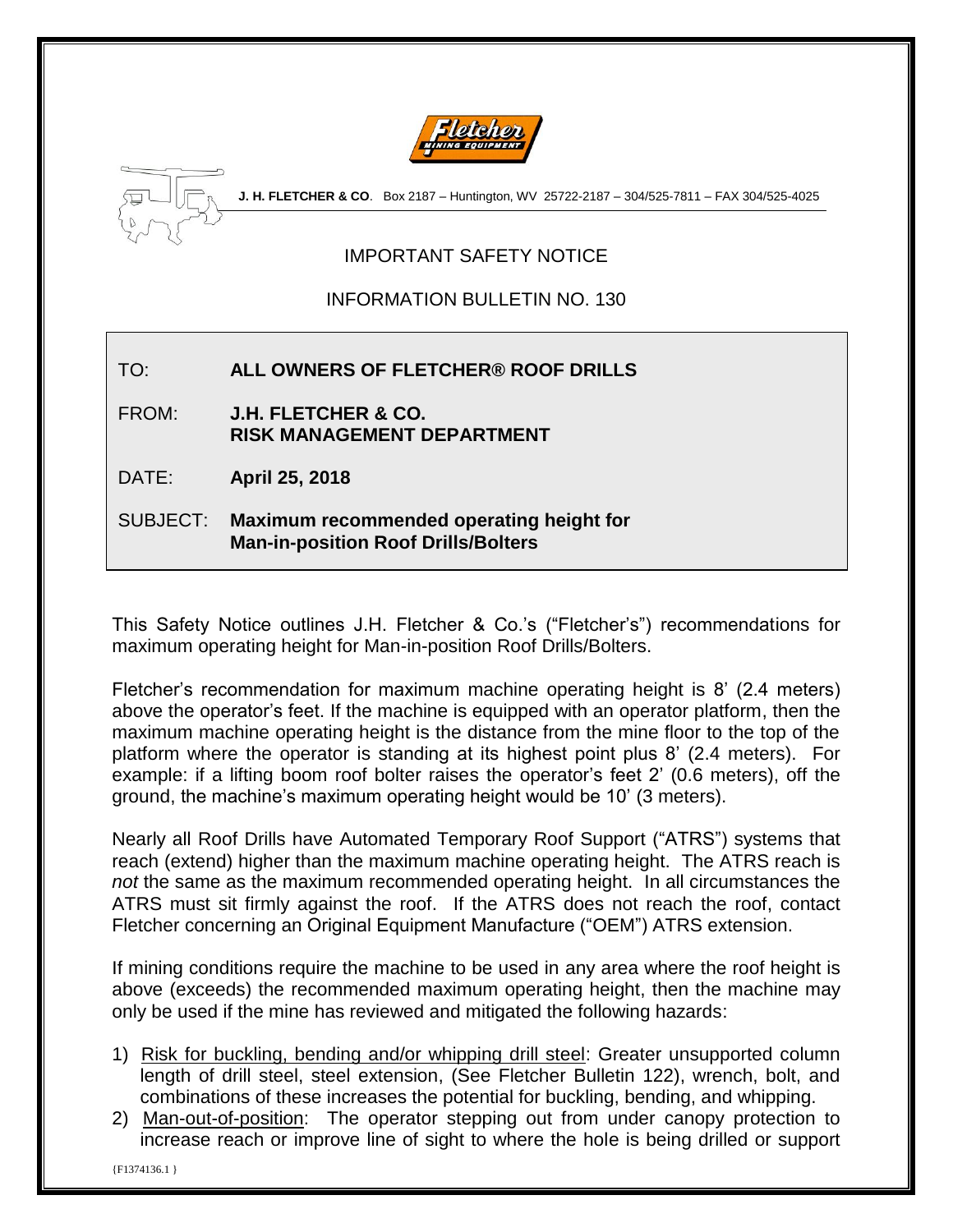**J. H. FLETCHER & CO**. Box 2187 – Huntington, WV 25722-2187 – 304/525-7811 – FAX 304/525-4025

# IMPORTANT SAFETY NOTICE

## INFORMATION BULLETIN NO. 130

TO: **ALL OWNERS OF FLETCHER® ROOF DRILLS**

FROM: **J.H. FLETCHER & CO.**
**RISK MANAGEMENT DEPARTMENT**

DATE: **April 25, 2018**

SUBJECT: **Maximum recommended operating height for Man-in-position Roof Drills/Bolters**

This Safety Notice outlines J.H. Fletcher & Co.'s ("Fletcher's") recommendations for maximum operating height for Man-in-position Roof Drills/Bolters.

Fletcher's recommendation for maximum machine operating height is 8' (2.4 meters) above the operator's feet. If the machine is equipped with an operator platform, then the maximum machine operating height is the distance from the mine floor to the top of the platform where the operator is standing at its highest point plus 8' (2.4 meters). For example: if a lifting boom roof bolter raises the operator's feet 2' (0.6 meters), off the ground, the machine's maximum operating height would be 10' (3 meters).

Nearly all Roof Drills have Automated Temporary Roof Support ("ATRS") systems that reach (extend) higher than the maximum machine operating height. The ATRS reach is *not* the same as the maximum recommended operating height. In all circumstances the ATRS must sit firmly against the roof. If the ATRS does not reach the roof, contact Fletcher concerning an Original Equipment Manufacture ("OEM") ATRS extension.

If mining conditions require the machine to be used in any area where the roof height is above (exceeds) the recommended maximum operating height, then the machine may only be used if the mine has reviewed and mitigated the following hazards:

1) Risk for buckling, bending and/or whipping drill steel: Greater unsupported column length of drill steel, steel extension, (See Fletcher Bulletin 122), wrench, bolt, and combinations of these increases the potential for buckling, bending, and whipping.
2) Man-out-of-position: The operator stepping out from under canopy protection to increase reach or improve line of sight to where the hole is being drilled or support

{F1374136.1 }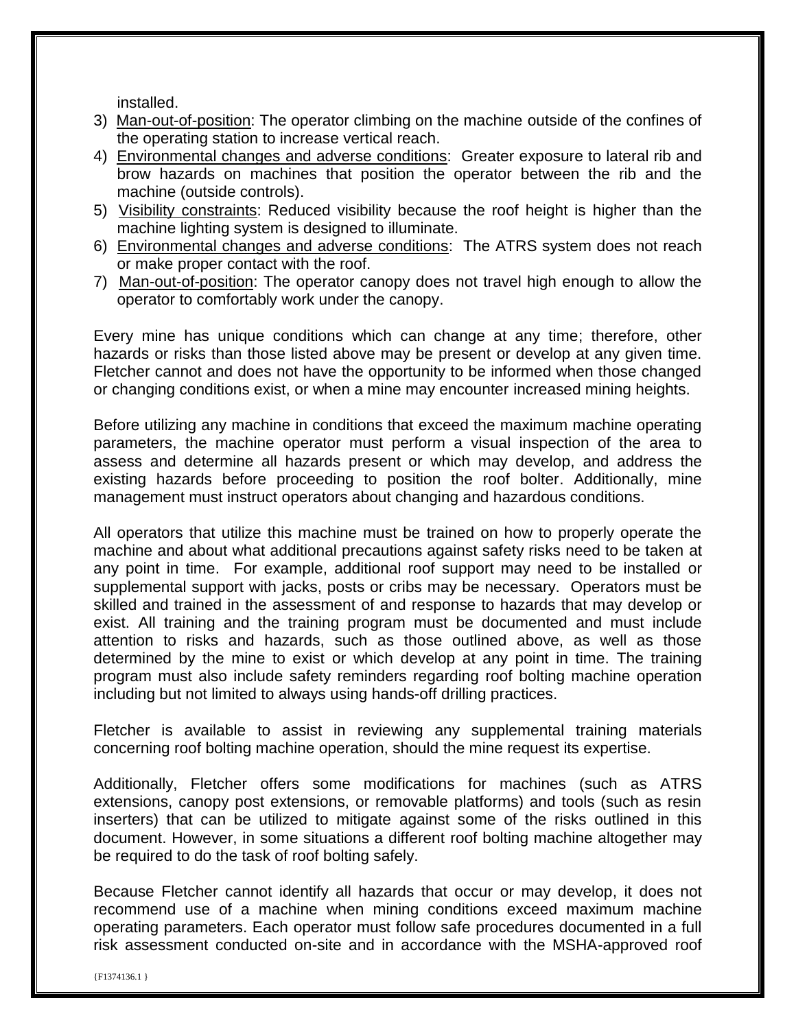installed.

3) <u>Man-out-of-position</u>: The operator climbing on the machine outside of the confines of the operating station to increase vertical reach.
4) <u>Environmental changes and adverse conditions</u>: Greater exposure to lateral rib and brow hazards on machines that position the operator between the rib and the machine (outside controls).
5) <u>Visibility constraints</u>: Reduced visibility because the roof height is higher than the machine lighting system is designed to illuminate.
6) <u>Environmental changes and adverse conditions</u>: The ATRS system does not reach or make proper contact with the roof.
7) <u>Man-out-of-position</u>: The operator canopy does not travel high enough to allow the operator to comfortably work under the canopy.

Every mine has unique conditions which can change at any time; therefore, other hazards or risks than those listed above may be present or develop at any given time. Fletcher cannot and does not have the opportunity to be informed when those changed or changing conditions exist, or when a mine may encounter increased mining heights.

Before utilizing any machine in conditions that exceed the maximum machine operating parameters, the machine operator must perform a visual inspection of the area to assess and determine all hazards present or which may develop, and address the existing hazards before proceeding to position the roof bolter. Additionally, mine management must instruct operators about changing and hazardous conditions.

All operators that utilize this machine must be trained on how to properly operate the machine and about what additional precautions against safety risks need to be taken at any point in time. For example, additional roof support may need to be installed or supplemental support with jacks, posts or cribs may be necessary. Operators must be skilled and trained in the assessment of and response to hazards that may develop or exist. All training and the training program must be documented and must include attention to risks and hazards, such as those outlined above, as well as those determined by the mine to exist or which develop at any point in time. The training program must also include safety reminders regarding roof bolting machine operation including but not limited to always using hands-off drilling practices.

Fletcher is available to assist in reviewing any supplemental training materials concerning roof bolting machine operation, should the mine request its expertise.

Additionally, Fletcher offers some modifications for machines (such as ATRS extensions, canopy post extensions, or removable platforms) and tools (such as resin inserters) that can be utilized to mitigate against some of the risks outlined in this document. However, in some situations a different roof bolting machine altogether may be required to do the task of roof bolting safely.

Because Fletcher cannot identify all hazards that occur or may develop, it does not recommend use of a machine when mining conditions exceed maximum machine operating parameters. Each operator must follow safe procedures documented in a full risk assessment conducted on-site and in accordance with the MSHA-approved roof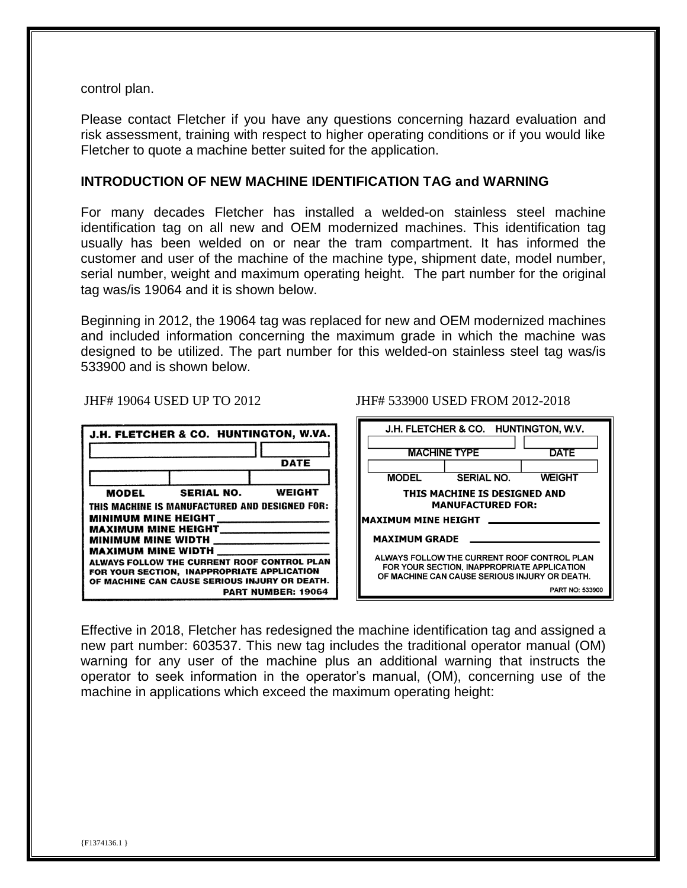control plan.

Please contact Fletcher if you have any questions concerning hazard evaluation and risk assessment, training with respect to higher operating conditions or if you would like Fletcher to quote a machine better suited for the application.

**INTRODUCTION OF NEW MACHINE IDENTIFICATION TAG and WARNING**

For many decades Fletcher has installed a welded-on stainless steel machine identification tag on all new and OEM modernized machines. This identification tag usually has been welded on or near the tram compartment. It has informed the customer and user of the machine of the machine type, shipment date, model number, serial number, weight and maximum operating height. The part number for the original tag was/is 19064 and it is shown below.

Beginning in 2012, the 19064 tag was replaced for new and OEM modernized machines and included information concerning the maximum grade in which the machine was designed to be utilized. The part number for this welded-on stainless steel tag was/is 533900 and is shown below.

JHF# 19064 USED UP TO 2012

J.H. FLETCHER & CO. HUNTINGTON, W.VA.

DATE

MODEL SERIAL NO. WEIGHT

THIS MACHINE IS MANUFACTURED AND DESIGNED FOR:
MINIMUM MINE HEIGHT \_\_\_\_\_\_\_\_\_\_
MAXIMUM MINE HEIGHT \_\_\_\_\_\_\_\_\_\_
MINIMUM MINE WIDTH \_\_\_\_\_\_\_\_\_\_
MAXIMUM MINE WIDTH \_\_\_\_\_\_\_\_\_\_

ALWAYS FOLLOW THE CURRENT ROOF CONTROL PLAN FOR YOUR SECTION, INAPPROPRIATE APPLICATION OF MACHINE CAN CAUSE SERIOUS INJURY OR DEATH.

PART NUMBER: 19064

JHF# 533900 USED FROM 2012-2018

J.H. FLETCHER & CO. HUNTINGTON, W.V.

MACHINE TYPE DATE

MODEL SERIAL NO. WEIGHT

THIS MACHINE IS DESIGNED AND MANUFACTURED FOR:
MAXIMUM MINE HEIGHT \_\_\_\_\_\_\_\_\_\_
MAXIMUM GRADE \_\_\_\_\_\_\_\_\_\_

ALWAYS FOLLOW THE CURRENT ROOF CONTROL PLAN FOR YOUR SECTION, INAPPROPRIATE APPLICATION OF MACHINE CAN CAUSE SERIOUS INJURY OR DEATH.

PART NO: 533900

Effective in 2018, Fletcher has redesigned the machine identification tag and assigned a new part number: 603537. This new tag includes the traditional operator manual (OM) warning for any user of the machine plus an additional warning that instructs the operator to seek information in the operator's manual, (OM), concerning use of the machine in applications which exceed the maximum operating height: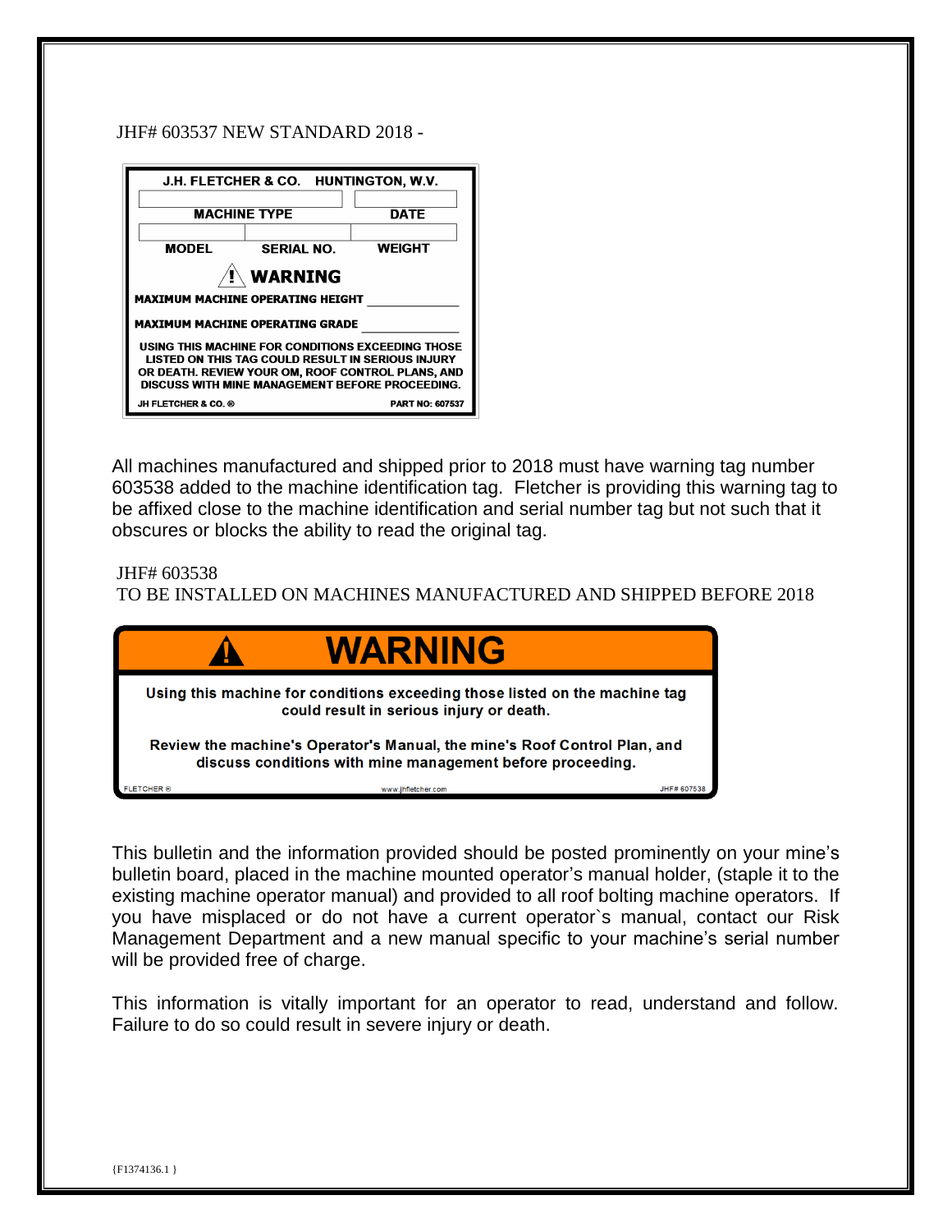JHF# 603537 NEW STANDARD 2018 -

| J.H. FLETCHER & CO. HUNTINGTON, W.V. | | |
|---|---|---|
| MACHINE TYPE | | DATE |
| MODEL | SERIAL NO. | WEIGHT |

**⚠ WARNING**

**MAXIMUM MACHINE OPERATING HEIGHT** ____________

**MAXIMUM MACHINE OPERATING GRADE** ____________

**USING THIS MACHINE FOR CONDITIONS EXCEEDING THOSE LISTED ON THIS TAG COULD RESULT IN SERIOUS INJURY OR DEATH. REVIEW YOUR OM, ROOF CONTROL PLANS, AND DISCUSS WITH MINE MANAGEMENT BEFORE PROCEEDING.**

JH FLETCHER & CO. ® PART NO: 607537

All machines manufactured and shipped prior to 2018 must have warning tag number 603538 added to the machine identification tag. Fletcher is providing this warning tag to be affixed close to the machine identification and serial number tag but not such that it obscures or blocks the ability to read the original tag.

JHF# 603538
TO BE INSTALLED ON MACHINES MANUFACTURED AND SHIPPED BEFORE 2018

**⚠ WARNING**

**Using this machine for conditions exceeding those listed on the machine tag could result in serious injury or death.**

**Review the machine's Operator's Manual, the mine's Roof Control Plan, and discuss conditions with mine management before proceeding.**

FLETCHER ® www.jhfletcher.com JHF# 607538

This bulletin and the information provided should be posted prominently on your mine's bulletin board, placed in the machine mounted operator's manual holder, (staple it to the existing machine operator manual) and provided to all roof bolting machine operators. If you have misplaced or do not have a current operator`s manual, contact our Risk Management Department and a new manual specific to your machine's serial number will be provided free of charge.

This information is vitally important for an operator to read, understand and follow. Failure to do so could result in severe injury or death.

{F1374136.1 }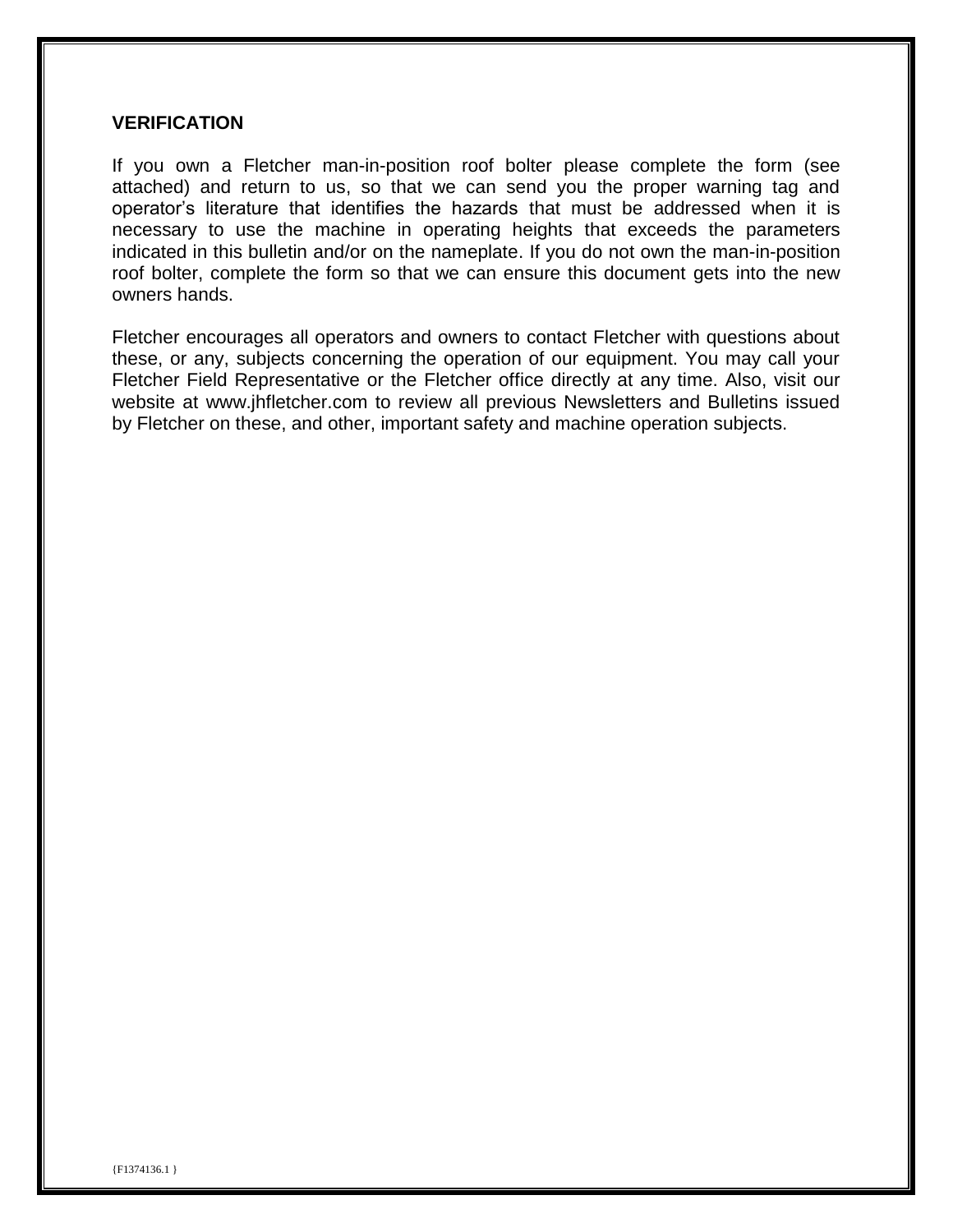## VERIFICATION

If you own a Fletcher man-in-position roof bolter please complete the form (see attached) and return to us, so that we can send you the proper warning tag and operator's literature that identifies the hazards that must be addressed when it is necessary to use the machine in operating heights that exceeds the parameters indicated in this bulletin and/or on the nameplate. If you do not own the man-in-position roof bolter, complete the form so that we can ensure this document gets into the new owners hands.

Fletcher encourages all operators and owners to contact Fletcher with questions about these, or any, subjects concerning the operation of our equipment. You may call your Fletcher Field Representative or the Fletcher office directly at any time. Also, visit our website at www.jhfletcher.com to review all previous Newsletters and Bulletins issued by Fletcher on these, and other, important safety and machine operation subjects.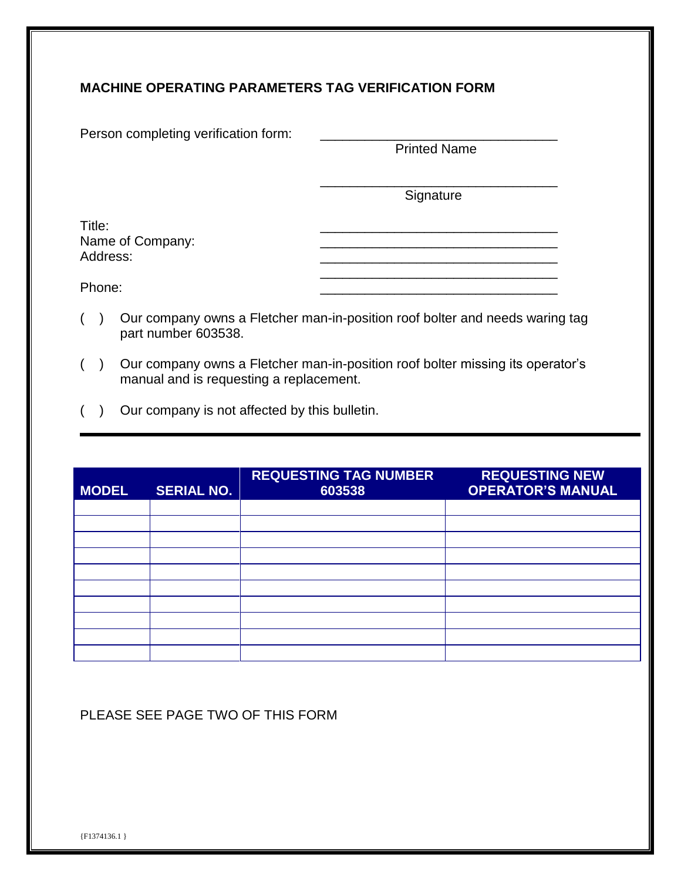## MACHINE OPERATING PARAMETERS TAG VERIFICATION FORM

Person completing verification form: ________________________________
Printed Name

________________________________
Signature

Title: ________________________________
Name of Company: ________________________________
Address: ________________________________
________________________________
Phone: ________________________________

( ) Our company owns a Fletcher man-in-position roof bolter and needs waring tag part number 603538.

( ) Our company owns a Fletcher man-in-position roof bolter missing its operator's manual and is requesting a replacement.

( ) Our company is not affected by this bulletin.

---

| MODEL | SERIAL NO. | REQUESTING TAG NUMBER 603538 | REQUESTING NEW OPERATOR'S MANUAL |
|---|---|---|---|
| | | | |
| | | | |
| | | | |
| | | | |
| | | | |
| | | | |
| | | | |
| | | | |
| | | | |
| | | | |

PLEASE SEE PAGE TWO OF THIS FORM

{F1374136.1 }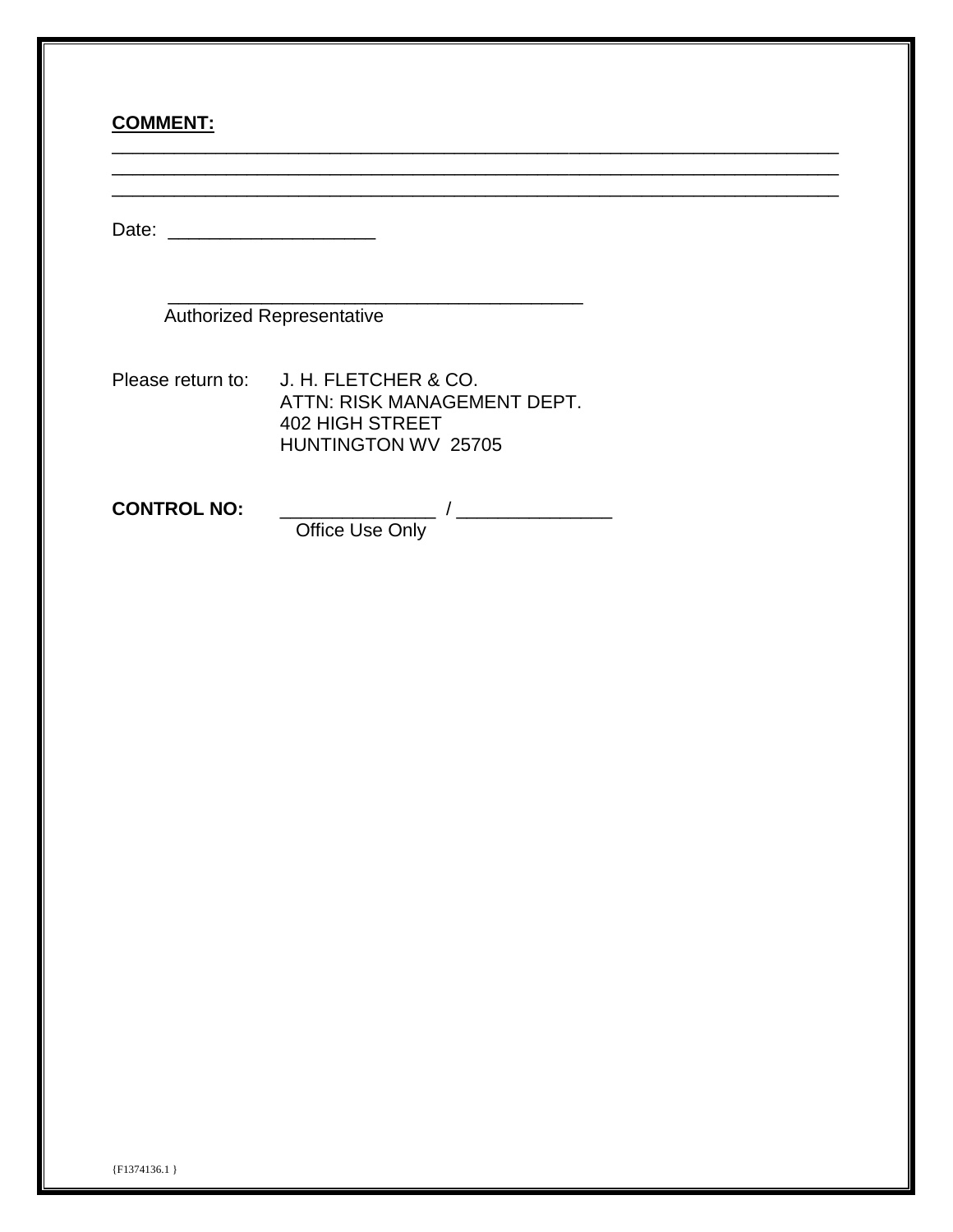**COMMENT:**

___________________________________________________________________________
___________________________________________________________________________
___________________________________________________________________________

Date: ____________________

__________________________________________
Authorized Representative

Please return to: J. H. FLETCHER & CO.
ATTN: RISK MANAGEMENT DEPT.
402 HIGH STREET
HUNTINGTON WV 25705

**CONTROL NO:** _______________ / _______________
Office Use Only

{F1374136.1 }